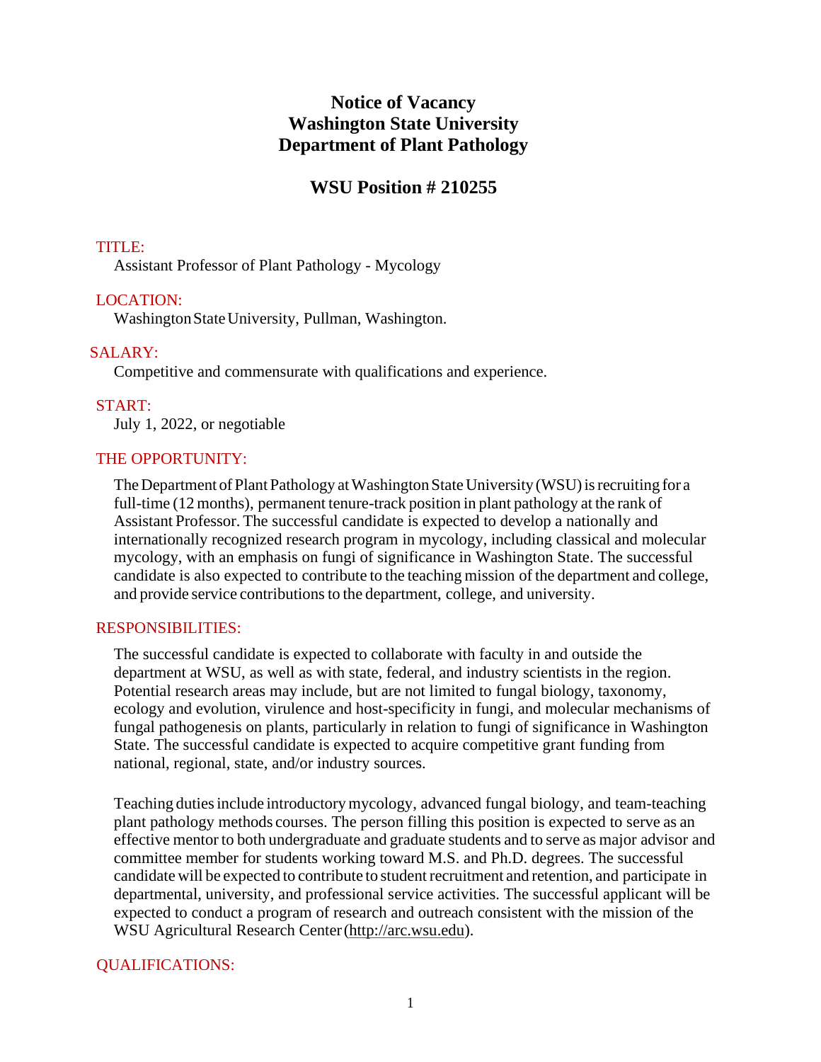# Notice of Vacancy
# Washington State University
# Department of Plant Pathology

## WSU Position # 210255

### TITLE:

Assistant Professor of Plant Pathology - Mycology

### LOCATION:

Washington State University, Pullman, Washington.

### SALARY:

Competitive and commensurate with qualifications and experience.

### START:

July 1, 2022, or negotiable

### THE OPPORTUNITY:

The Department of Plant Pathology at Washington State University (WSU) is recruiting for a full-time (12 months), permanent tenure-track position in plant pathology at the rank of Assistant Professor. The successful candidate is expected to develop a nationally and internationally recognized research program in mycology, including classical and molecular mycology, with an emphasis on fungi of significance in Washington State. The successful candidate is also expected to contribute to the teaching mission of the department and college, and provide service contributions to the department, college, and university.

### RESPONSIBILITIES:

The successful candidate is expected to collaborate with faculty in and outside the department at WSU, as well as with state, federal, and industry scientists in the region. Potential research areas may include, but are not limited to fungal biology, taxonomy, ecology and evolution, virulence and host-specificity in fungi, and molecular mechanisms of fungal pathogenesis on plants, particularly in relation to fungi of significance in Washington State. The successful candidate is expected to acquire competitive grant funding from national, regional, state, and/or industry sources.

Teaching duties include introductory mycology, advanced fungal biology, and team-teaching plant pathology methods courses. The person filling this position is expected to serve as an effective mentor to both undergraduate and graduate students and to serve as major advisor and committee member for students working toward M.S. and Ph.D. degrees. The successful candidate will be expected to contribute to student recruitment and retention, and participate in departmental, university, and professional service activities. The successful applicant will be expected to conduct a program of research and outreach consistent with the mission of the WSU Agricultural Research Center (http://arc.wsu.edu).

### QUALIFICATIONS: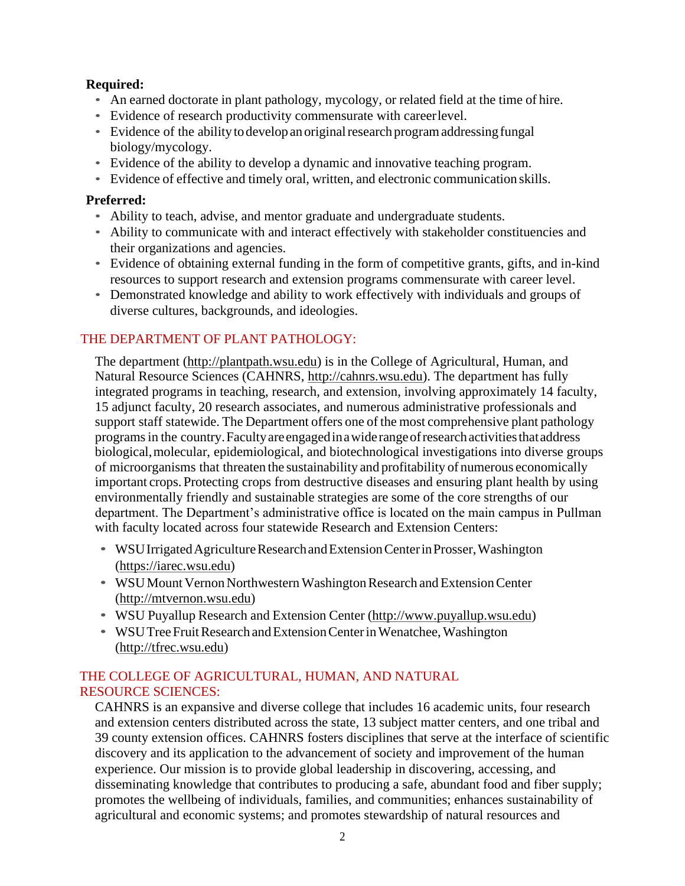**Required:**

- An earned doctorate in plant pathology, mycology, or related field at the time of hire.
- Evidence of research productivity commensurate with career level.
- Evidence of the ability to develop an original research program addressing fungal biology/mycology.
- Evidence of the ability to develop a dynamic and innovative teaching program.
- Evidence of effective and timely oral, written, and electronic communication skills.

**Preferred:**

- Ability to teach, advise, and mentor graduate and undergraduate students.
- Ability to communicate with and interact effectively with stakeholder constituencies and their organizations and agencies.
- Evidence of obtaining external funding in the form of competitive grants, gifts, and in-kind resources to support research and extension programs commensurate with career level.
- Demonstrated knowledge and ability to work effectively with individuals and groups of diverse cultures, backgrounds, and ideologies.

## THE DEPARTMENT OF PLANT PATHOLOGY:

The department (http://plantpath.wsu.edu) is in the College of Agricultural, Human, and Natural Resource Sciences (CAHNRS, http://cahnrs.wsu.edu). The department has fully integrated programs in teaching, research, and extension, involving approximately 14 faculty, 15 adjunct faculty, 20 research associates, and numerous administrative professionals and support staff statewide. The Department offers one of the most comprehensive plant pathology programs in the country. Faculty are engaged in a wide range of research activities that address biological, molecular, epidemiological, and biotechnological investigations into diverse groups of microorganisms that threaten the sustainability and profitability of numerous economically important crops. Protecting crops from destructive diseases and ensuring plant health by using environmentally friendly and sustainable strategies are some of the core strengths of our department. The Department's administrative office is located on the main campus in Pullman with faculty located across four statewide Research and Extension Centers:

- WSU Irrigated Agriculture Research and Extension Center in Prosser, Washington (https://iarec.wsu.edu)
- WSU Mount Vernon Northwestern Washington Research and Extension Center (http://mtvernon.wsu.edu)
- WSU Puyallup Research and Extension Center (http://www.puyallup.wsu.edu)
- WSU Tree Fruit Research and Extension Center in Wenatchee, Washington (http://tfrec.wsu.edu)

## THE COLLEGE OF AGRICULTURAL, HUMAN, AND NATURAL RESOURCE SCIENCES:

CAHNRS is an expansive and diverse college that includes 16 academic units, four research and extension centers distributed across the state, 13 subject matter centers, and one tribal and 39 county extension offices. CAHNRS fosters disciplines that serve at the interface of scientific discovery and its application to the advancement of society and improvement of the human experience. Our mission is to provide global leadership in discovering, accessing, and disseminating knowledge that contributes to producing a safe, abundant food and fiber supply; promotes the wellbeing of individuals, families, and communities; enhances sustainability of agricultural and economic systems; and promotes stewardship of natural resources and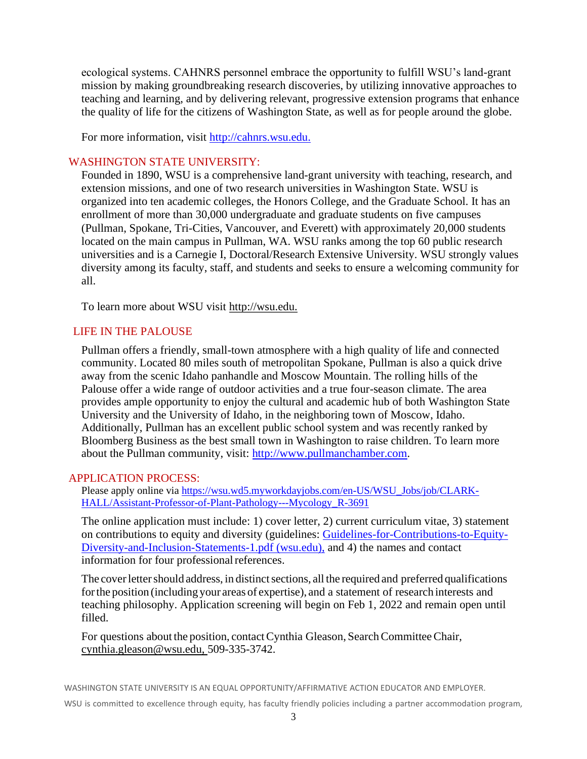ecological systems. CAHNRS personnel embrace the opportunity to fulfill WSU's land-grant mission by making groundbreaking research discoveries, by utilizing innovative approaches to teaching and learning, and by delivering relevant, progressive extension programs that enhance the quality of life for the citizens of Washington State, as well as for people around the globe.

For more information, visit http://cahnrs.wsu.edu.

## WASHINGTON STATE UNIVERSITY:

Founded in 1890, WSU is a comprehensive land-grant university with teaching, research, and extension missions, and one of two research universities in Washington State. WSU is organized into ten academic colleges, the Honors College, and the Graduate School. It has an enrollment of more than 30,000 undergraduate and graduate students on five campuses (Pullman, Spokane, Tri-Cities, Vancouver, and Everett) with approximately 20,000 students located on the main campus in Pullman, WA. WSU ranks among the top 60 public research universities and is a Carnegie I, Doctoral/Research Extensive University. WSU strongly values diversity among its faculty, staff, and students and seeks to ensure a welcoming community for all.

To learn more about WSU visit http://wsu.edu.

## LIFE IN THE PALOUSE

Pullman offers a friendly, small-town atmosphere with a high quality of life and connected community. Located 80 miles south of metropolitan Spokane, Pullman is also a quick drive away from the scenic Idaho panhandle and Moscow Mountain. The rolling hills of the Palouse offer a wide range of outdoor activities and a true four-season climate. The area provides ample opportunity to enjoy the cultural and academic hub of both Washington State University and the University of Idaho, in the neighboring town of Moscow, Idaho. Additionally, Pullman has an excellent public school system and was recently ranked by Bloomberg Business as the best small town in Washington to raise children. To learn more about the Pullman community, visit: http://www.pullmanchamber.com.

## APPLICATION PROCESS:

Please apply online via https://wsu.wd5.myworkdayjobs.com/en-US/WSU_Jobs/job/CLARK-HALL/Assistant-Professor-of-Plant-Pathology---Mycology_R-3691

The online application must include: 1) cover letter, 2) current curriculum vitae, 3) statement on contributions to equity and diversity (guidelines: Guidelines-for-Contributions-to-Equity-Diversity-and-Inclusion-Statements-1.pdf (wsu.edu), and 4) the names and contact information for four professional references.

The cover letter should address, in distinct sections, all the required and preferred qualifications for the position (including your areas of expertise), and a statement of research interests and teaching philosophy. Application screening will begin on Feb 1, 2022 and remain open until filled.

For questions about the position, contact Cynthia Gleason, Search Committee Chair, cynthia.gleason@wsu.edu, 509-335-3742.

WASHINGTON STATE UNIVERSITY IS AN EQUAL OPPORTUNITY/AFFIRMATIVE ACTION EDUCATOR AND EMPLOYER.

WSU is committed to excellence through equity, has faculty friendly policies including a partner accommodation program,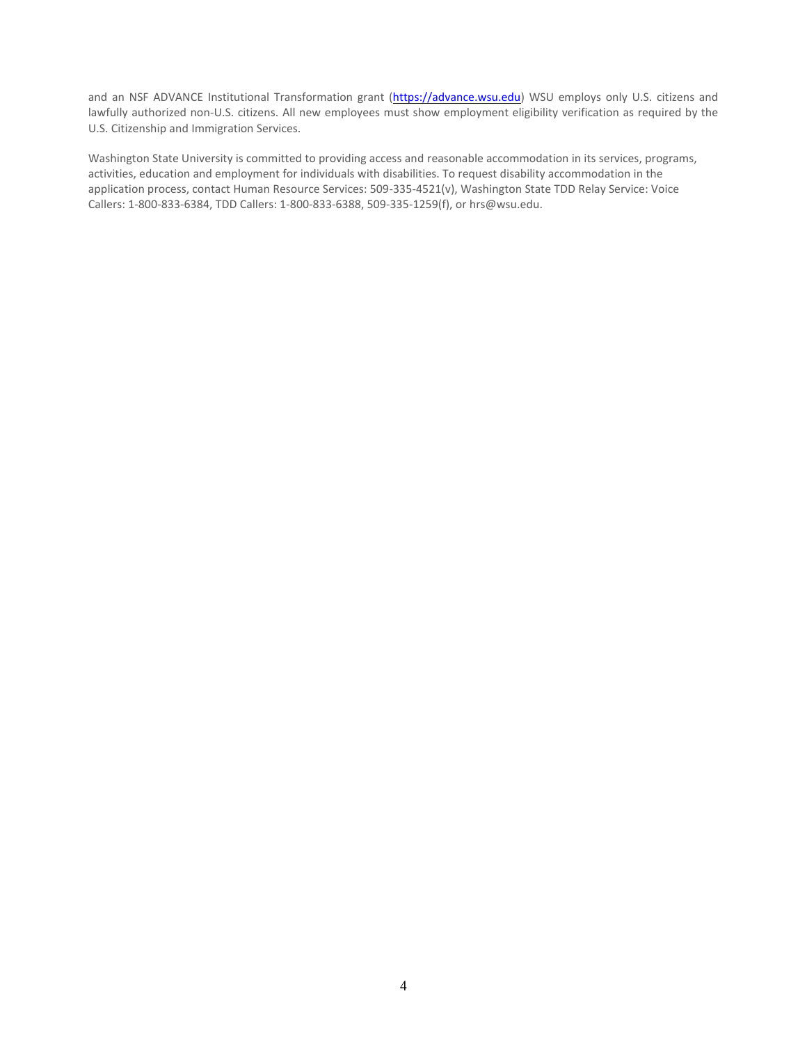and an NSF ADVANCE Institutional Transformation grant ([https://advance.wsu.edu](https://advance.wsu.edu)) WSU employs only U.S. citizens and lawfully authorized non-U.S. citizens. All new employees must show employment eligibility verification as required by the U.S. Citizenship and Immigration Services.

Washington State University is committed to providing access and reasonable accommodation in its services, programs, activities, education and employment for individuals with disabilities. To request disability accommodation in the application process, contact Human Resource Services: 509-335-4521(v), Washington State TDD Relay Service: Voice Callers: 1-800-833-6384, TDD Callers: 1-800-833-6388, 509-335-1259(f), or hrs@wsu.edu.